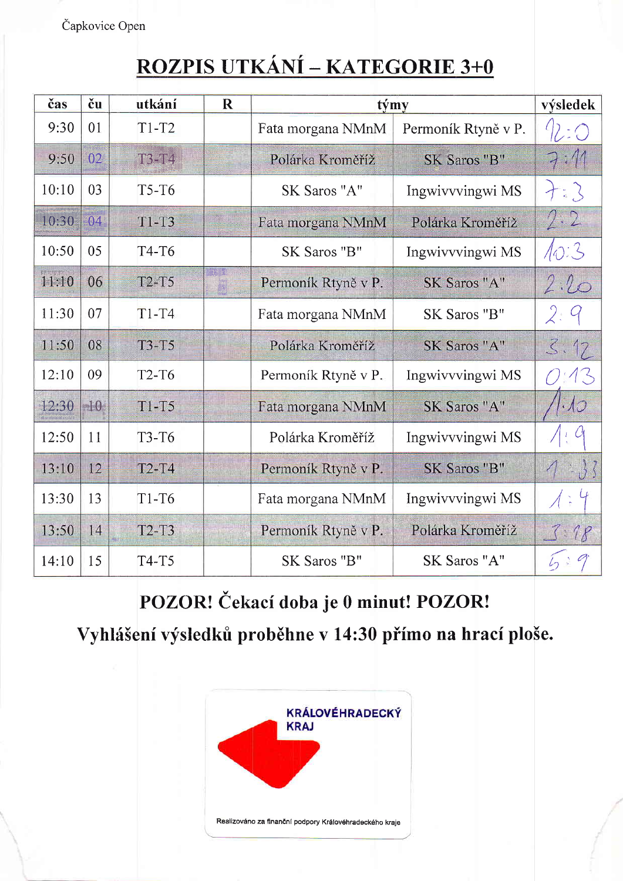Čapkovice Open

# ROZPIS UTKÁNÍ – KATEGORIE 3+0

| čas | ču | utkání | R | týmy | | výsledek |
|---|---|---|---|---|---|---|
| 9:30 | 01 | T1-T2 | | Fata morgana NMnM | Permoník Rtyně v P. | 12:0 |
| 9:50 | 02 | T3-T4 | | Polárka Kroměříž | SK Saros "B" | 7:11 |
| 10:10 | 03 | T5-T6 | | SK Saros "A" | Ingwivvvingwi MS | 7:3 |
| 10:30 | 04 | T1-T3 | | Fata morgana NMnM | Polárka Kroměříž | 2:2 |
| 10:50 | 05 | T4-T6 | | SK Saros "B" | Ingwivvvingwi MS | 10:3 |
| 11:10 | 06 | T2-T5 | | Permoník Rtyně v P. | SK Saros "A" | 2:20 |
| 11:30 | 07 | T1-T4 | | Fata morgana NMnM | SK Saros "B" | 2:9 |
| 11:50 | 08 | T3-T5 | | Polárka Kroměříž | SK Saros "A" | 3:12 |
| 12:10 | 09 | T2-T6 | | Permoník Rtyně v P. | Ingwivvvingwi MS | 0:13 |
| 12:30 | 10 | T1-T5 | | Fata morgana NMnM | SK Saros "A" | 1:10 |
| 12:50 | 11 | T3-T6 | | Polárka Kroměříž | Ingwivvvingwi MS | 1:9 |
| 13:10 | 12 | T2-T4 | | Permoník Rtyně v P. | SK Saros "B" | 1:33 |
| 13:30 | 13 | T1-T6 | | Fata morgana NMnM | Ingwivvvingwi MS | 1:4 |
| 13:50 | 14 | T2-T3 | | Permoník Rtyně v P. | Polárka Kroměříž | 3:18 |
| 14:10 | 15 | T4-T5 | | SK Saros "B" | SK Saros "A" | 5:9 |

**POZOR! Čekací doba je 0 minut! POZOR!**

**Vyhlášení výsledků proběhne v 14:30 přímo na hrací ploše.**

KRÁLOVÉHRADECKÝ KRAJ

Realizováno za finanční podpory Královéhradeckého kraje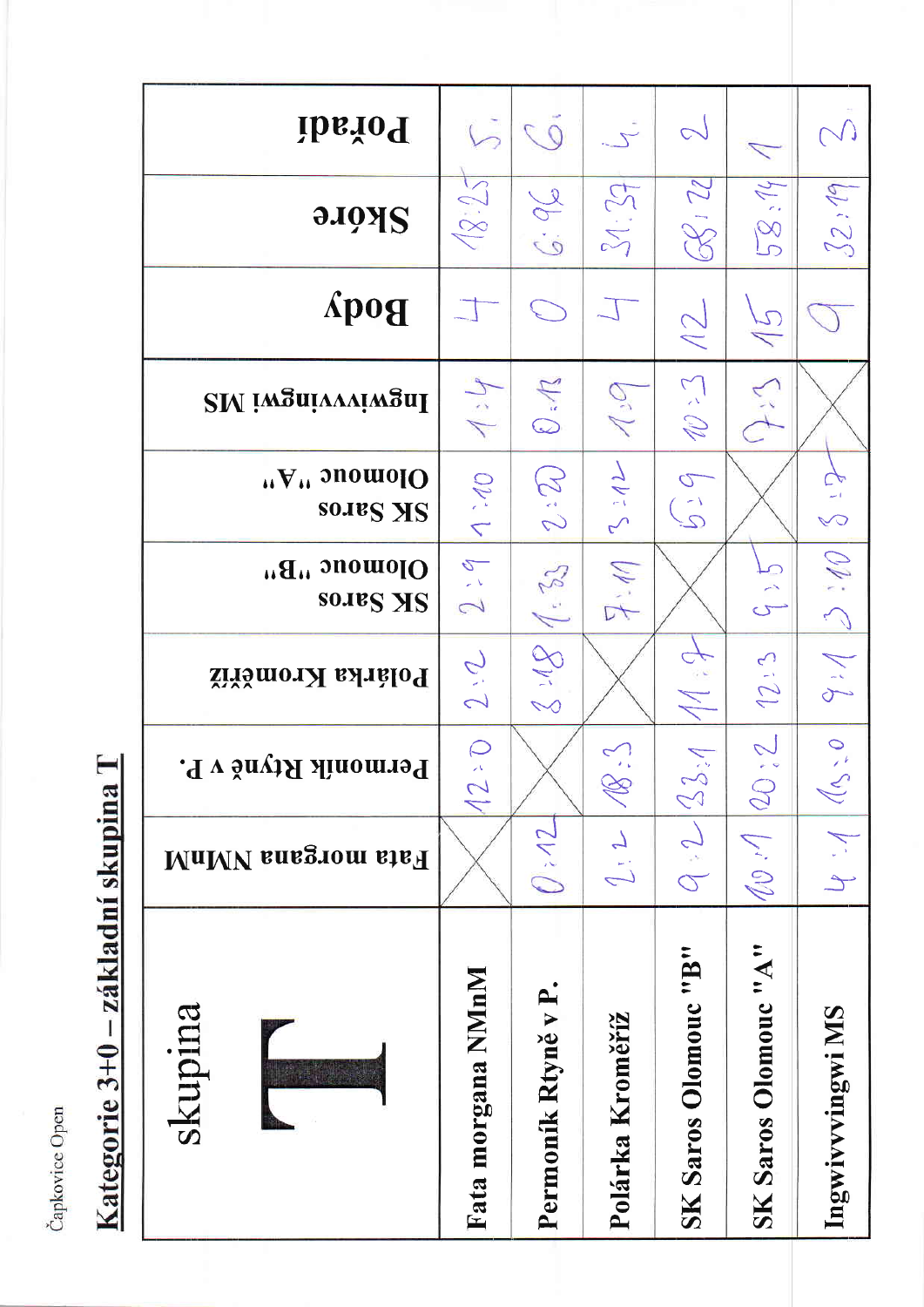Čapkovice Open

## Kategorie 3+0 – základní skupina T

| skupina T | Fata morgana NMnM | Permoník Rtyně v P. | Polárka Kroměříž | SK Saros Olomouc "B" | SK Saros Olomouc "A" | Ingwivvvingwi MS | Body | Skóre | Pořadí |
|---|---|---|---|---|---|---|---|---|---|
| Fata morgana NMnM | X | 12:0 | 2:2 | 2:9 | 1:10 | 1:4 | 4 | 18:25 | 5. |
| Permoník Rtyně v P. | 0:12 | X | 3:18 | 1:33 | 2:20 | 0:13 | 0 | 6:96 | 6. |
| Polárka Kroměříž | 2:2 | 18:3 | X | 7:11 | 3:12 | 1:9 | 4 | 31:37 | 4. |
| SK Saros Olomouc "B" | 9:2 | 33:1 | 11:7 | X | 5:9 | 10:3 | 12 | 68:22 | 2 |
| SK Saros Olomouc "A" | 10:1 | 20:2 | 12:3 | 9:5 | X | 7:3 | 15 | 58:14 | 1 |
| Ingwivvvingwi MS | 4:1 | 13:0 | 9:1 | 3:10 | 3:7 | X | 9 | 32:19 | 3 |